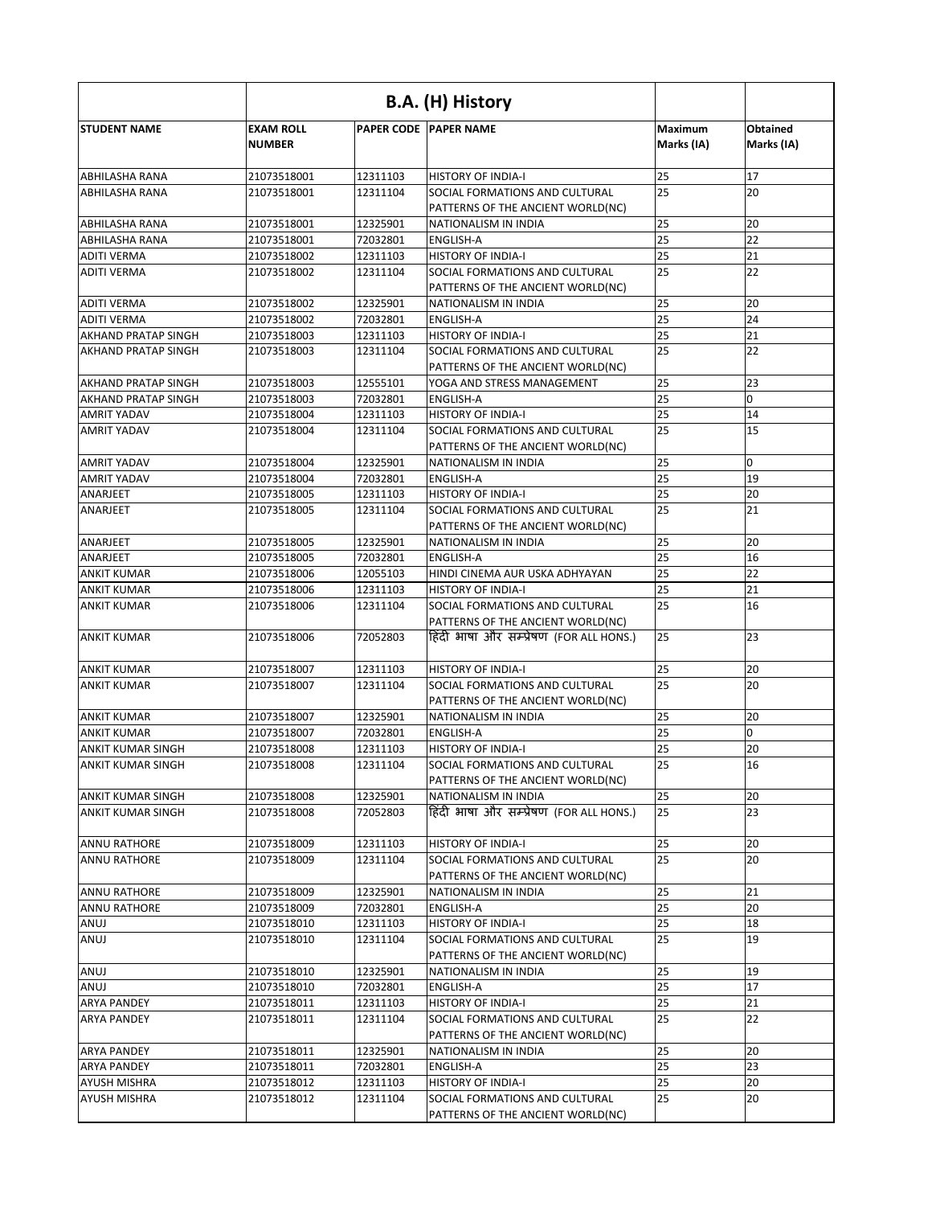| | B.A. (H) History | | | | |
|---|---|---|---|---|---|
| **STUDENT NAME** | **EXAM ROLL NUMBER** | **PAPER CODE** | **PAPER NAME** | **Maximum Marks (IA)** | **Obtained Marks (IA)** |
| ABHILASHA RANA | 21073518001 | 12311103 | HISTORY OF INDIA-I | 25 | 17 |
| ABHILASHA RANA | 21073518001 | 12311104 | SOCIAL FORMATIONS AND CULTURAL PATTERNS OF THE ANCIENT WORLD(NC) | 25 | 20 |
| ABHILASHA RANA | 21073518001 | 12325901 | NATIONALISM IN INDIA | 25 | 20 |
| ABHILASHA RANA | 21073518001 | 72032801 | ENGLISH-A | 25 | 22 |
| ADITI VERMA | 21073518002 | 12311103 | HISTORY OF INDIA-I | 25 | 21 |
| ADITI VERMA | 21073518002 | 12311104 | SOCIAL FORMATIONS AND CULTURAL PATTERNS OF THE ANCIENT WORLD(NC) | 25 | 22 |
| ADITI VERMA | 21073518002 | 12325901 | NATIONALISM IN INDIA | 25 | 20 |
| ADITI VERMA | 21073518002 | 72032801 | ENGLISH-A | 25 | 24 |
| AKHAND PRATAP SINGH | 21073518003 | 12311103 | HISTORY OF INDIA-I | 25 | 21 |
| AKHAND PRATAP SINGH | 21073518003 | 12311104 | SOCIAL FORMATIONS AND CULTURAL PATTERNS OF THE ANCIENT WORLD(NC) | 25 | 22 |
| AKHAND PRATAP SINGH | 21073518003 | 12555101 | YOGA AND STRESS MANAGEMENT | 25 | 23 |
| AKHAND PRATAP SINGH | 21073518003 | 72032801 | ENGLISH-A | 25 | 0 |
| AMRIT YADAV | 21073518004 | 12311103 | HISTORY OF INDIA-I | 25 | 14 |
| AMRIT YADAV | 21073518004 | 12311104 | SOCIAL FORMATIONS AND CULTURAL PATTERNS OF THE ANCIENT WORLD(NC) | 25 | 15 |
| AMRIT YADAV | 21073518004 | 12325901 | NATIONALISM IN INDIA | 25 | 0 |
| AMRIT YADAV | 21073518004 | 72032801 | ENGLISH-A | 25 | 19 |
| ANARJEET | 21073518005 | 12311103 | HISTORY OF INDIA-I | 25 | 20 |
| ANARJEET | 21073518005 | 12311104 | SOCIAL FORMATIONS AND CULTURAL PATTERNS OF THE ANCIENT WORLD(NC) | 25 | 21 |
| ANARJEET | 21073518005 | 12325901 | NATIONALISM IN INDIA | 25 | 20 |
| ANARJEET | 21073518005 | 72032801 | ENGLISH-A | 25 | 16 |
| ANKIT KUMAR | 21073518006 | 12055103 | HINDI CINEMA AUR USKA ADHYAYAN | 25 | 22 |
| ANKIT KUMAR | 21073518006 | 12311103 | HISTORY OF INDIA-I | 25 | 21 |
| ANKIT KUMAR | 21073518006 | 12311104 | SOCIAL FORMATIONS AND CULTURAL PATTERNS OF THE ANCIENT WORLD(NC) | 25 | 16 |
| ANKIT KUMAR | 21073518006 | 72052803 | हिंदी भाषा और सम्प्रेषण (FOR ALL HONS.) | 25 | 23 |
| ANKIT KUMAR | 21073518007 | 12311103 | HISTORY OF INDIA-I | 25 | 20 |
| ANKIT KUMAR | 21073518007 | 12311104 | SOCIAL FORMATIONS AND CULTURAL PATTERNS OF THE ANCIENT WORLD(NC) | 25 | 20 |
| ANKIT KUMAR | 21073518007 | 12325901 | NATIONALISM IN INDIA | 25 | 20 |
| ANKIT KUMAR | 21073518007 | 72032801 | ENGLISH-A | 25 | 0 |
| ANKIT KUMAR SINGH | 21073518008 | 12311103 | HISTORY OF INDIA-I | 25 | 20 |
| ANKIT KUMAR SINGH | 21073518008 | 12311104 | SOCIAL FORMATIONS AND CULTURAL PATTERNS OF THE ANCIENT WORLD(NC) | 25 | 16 |
| ANKIT KUMAR SINGH | 21073518008 | 12325901 | NATIONALISM IN INDIA | 25 | 20 |
| ANKIT KUMAR SINGH | 21073518008 | 72052803 | हिंदी भाषा और सम्प्रेषण (FOR ALL HONS.) | 25 | 23 |
| ANNU RATHORE | 21073518009 | 12311103 | HISTORY OF INDIA-I | 25 | 20 |
| ANNU RATHORE | 21073518009 | 12311104 | SOCIAL FORMATIONS AND CULTURAL PATTERNS OF THE ANCIENT WORLD(NC) | 25 | 20 |
| ANNU RATHORE | 21073518009 | 12325901 | NATIONALISM IN INDIA | 25 | 21 |
| ANNU RATHORE | 21073518009 | 72032801 | ENGLISH-A | 25 | 20 |
| ANUJ | 21073518010 | 12311103 | HISTORY OF INDIA-I | 25 | 18 |
| ANUJ | 21073518010 | 12311104 | SOCIAL FORMATIONS AND CULTURAL PATTERNS OF THE ANCIENT WORLD(NC) | 25 | 19 |
| ANUJ | 21073518010 | 12325901 | NATIONALISM IN INDIA | 25 | 19 |
| ANUJ | 21073518010 | 72032801 | ENGLISH-A | 25 | 17 |
| ARYA PANDEY | 21073518011 | 12311103 | HISTORY OF INDIA-I | 25 | 21 |
| ARYA PANDEY | 21073518011 | 12311104 | SOCIAL FORMATIONS AND CULTURAL PATTERNS OF THE ANCIENT WORLD(NC) | 25 | 22 |
| ARYA PANDEY | 21073518011 | 12325901 | NATIONALISM IN INDIA | 25 | 20 |
| ARYA PANDEY | 21073518011 | 72032801 | ENGLISH-A | 25 | 23 |
| AYUSH MISHRA | 21073518012 | 12311103 | HISTORY OF INDIA-I | 25 | 20 |
| AYUSH MISHRA | 21073518012 | 12311104 | SOCIAL FORMATIONS AND CULTURAL PATTERNS OF THE ANCIENT WORLD(NC) | 25 | 20 |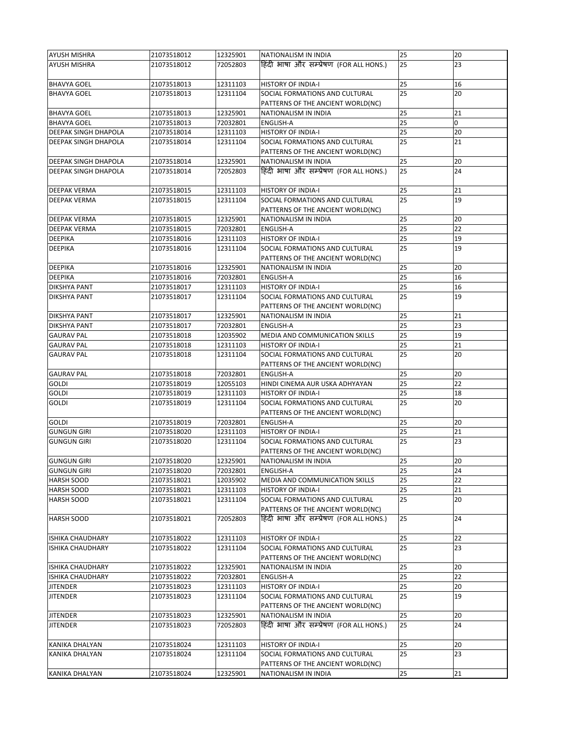| AYUSH MISHRA | 21073518012 | 12325901 | NATIONALISM IN INDIA | 25 | 20 |
|---|---|---|---|---|---|
| AYUSH MISHRA | 21073518012 | 72052803 | हिंदी भाषा और सम्प्रेषण (FOR ALL HONS.) | 25 | 23 |
| BHAVYA GOEL | 21073518013 | 12311103 | HISTORY OF INDIA-I | 25 | 16 |
| BHAVYA GOEL | 21073518013 | 12311104 | SOCIAL FORMATIONS AND CULTURAL PATTERNS OF THE ANCIENT WORLD(NC) | 25 | 20 |
| BHAVYA GOEL | 21073518013 | 12325901 | NATIONALISM IN INDIA | 25 | 21 |
| BHAVYA GOEL | 21073518013 | 72032801 | ENGLISH-A | 25 | 0 |
| DEEPAK SINGH DHAPOLA | 21073518014 | 12311103 | HISTORY OF INDIA-I | 25 | 20 |
| DEEPAK SINGH DHAPOLA | 21073518014 | 12311104 | SOCIAL FORMATIONS AND CULTURAL PATTERNS OF THE ANCIENT WORLD(NC) | 25 | 21 |
| DEEPAK SINGH DHAPOLA | 21073518014 | 12325901 | NATIONALISM IN INDIA | 25 | 20 |
| DEEPAK SINGH DHAPOLA | 21073518014 | 72052803 | हिंदी भाषा और सम्प्रेषण (FOR ALL HONS.) | 25 | 24 |
| DEEPAK VERMA | 21073518015 | 12311103 | HISTORY OF INDIA-I | 25 | 21 |
| DEEPAK VERMA | 21073518015 | 12311104 | SOCIAL FORMATIONS AND CULTURAL PATTERNS OF THE ANCIENT WORLD(NC) | 25 | 19 |
| DEEPAK VERMA | 21073518015 | 12325901 | NATIONALISM IN INDIA | 25 | 20 |
| DEEPAK VERMA | 21073518015 | 72032801 | ENGLISH-A | 25 | 22 |
| DEEPIKA | 21073518016 | 12311103 | HISTORY OF INDIA-I | 25 | 19 |
| DEEPIKA | 21073518016 | 12311104 | SOCIAL FORMATIONS AND CULTURAL PATTERNS OF THE ANCIENT WORLD(NC) | 25 | 19 |
| DEEPIKA | 21073518016 | 12325901 | NATIONALISM IN INDIA | 25 | 20 |
| DEEPIKA | 21073518016 | 72032801 | ENGLISH-A | 25 | 16 |
| DIKSHYA PANT | 21073518017 | 12311103 | HISTORY OF INDIA-I | 25 | 16 |
| DIKSHYA PANT | 21073518017 | 12311104 | SOCIAL FORMATIONS AND CULTURAL PATTERNS OF THE ANCIENT WORLD(NC) | 25 | 19 |
| DIKSHYA PANT | 21073518017 | 12325901 | NATIONALISM IN INDIA | 25 | 21 |
| DIKSHYA PANT | 21073518017 | 72032801 | ENGLISH-A | 25 | 23 |
| GAURAV PAL | 21073518018 | 12035902 | MEDIA AND COMMUNICATION SKILLS | 25 | 19 |
| GAURAV PAL | 21073518018 | 12311103 | HISTORY OF INDIA-I | 25 | 21 |
| GAURAV PAL | 21073518018 | 12311104 | SOCIAL FORMATIONS AND CULTURAL PATTERNS OF THE ANCIENT WORLD(NC) | 25 | 20 |
| GAURAV PAL | 21073518018 | 72032801 | ENGLISH-A | 25 | 20 |
| GOLDI | 21073518019 | 12055103 | HINDI CINEMA AUR USKA ADHYAYAN | 25 | 22 |
| GOLDI | 21073518019 | 12311103 | HISTORY OF INDIA-I | 25 | 18 |
| GOLDI | 21073518019 | 12311104 | SOCIAL FORMATIONS AND CULTURAL PATTERNS OF THE ANCIENT WORLD(NC) | 25 | 20 |
| GOLDI | 21073518019 | 72032801 | ENGLISH-A | 25 | 20 |
| GUNGUN GIRI | 21073518020 | 12311103 | HISTORY OF INDIA-I | 25 | 21 |
| GUNGUN GIRI | 21073518020 | 12311104 | SOCIAL FORMATIONS AND CULTURAL PATTERNS OF THE ANCIENT WORLD(NC) | 25 | 23 |
| GUNGUN GIRI | 21073518020 | 12325901 | NATIONALISM IN INDIA | 25 | 20 |
| GUNGUN GIRI | 21073518020 | 72032801 | ENGLISH-A | 25 | 24 |
| HARSH SOOD | 21073518021 | 12035902 | MEDIA AND COMMUNICATION SKILLS | 25 | 22 |
| HARSH SOOD | 21073518021 | 12311103 | HISTORY OF INDIA-I | 25 | 21 |
| HARSH SOOD | 21073518021 | 12311104 | SOCIAL FORMATIONS AND CULTURAL PATTERNS OF THE ANCIENT WORLD(NC) | 25 | 20 |
| HARSH SOOD | 21073518021 | 72052803 | हिंदी भाषा और सम्प्रेषण (FOR ALL HONS.) | 25 | 24 |
| ISHIKA CHAUDHARY | 21073518022 | 12311103 | HISTORY OF INDIA-I | 25 | 22 |
| ISHIKA CHAUDHARY | 21073518022 | 12311104 | SOCIAL FORMATIONS AND CULTURAL PATTERNS OF THE ANCIENT WORLD(NC) | 25 | 23 |
| ISHIKA CHAUDHARY | 21073518022 | 12325901 | NATIONALISM IN INDIA | 25 | 20 |
| ISHIKA CHAUDHARY | 21073518022 | 72032801 | ENGLISH-A | 25 | 22 |
| JITENDER | 21073518023 | 12311103 | HISTORY OF INDIA-I | 25 | 20 |
| JITENDER | 21073518023 | 12311104 | SOCIAL FORMATIONS AND CULTURAL PATTERNS OF THE ANCIENT WORLD(NC) | 25 | 19 |
| JITENDER | 21073518023 | 12325901 | NATIONALISM IN INDIA | 25 | 20 |
| JITENDER | 21073518023 | 72052803 | हिंदी भाषा और सम्प्रेषण (FOR ALL HONS.) | 25 | 24 |
| KANIKA DHALYAN | 21073518024 | 12311103 | HISTORY OF INDIA-I | 25 | 20 |
| KANIKA DHALYAN | 21073518024 | 12311104 | SOCIAL FORMATIONS AND CULTURAL PATTERNS OF THE ANCIENT WORLD(NC) | 25 | 23 |
| KANIKA DHALYAN | 21073518024 | 12325901 | NATIONALISM IN INDIA | 25 | 21 |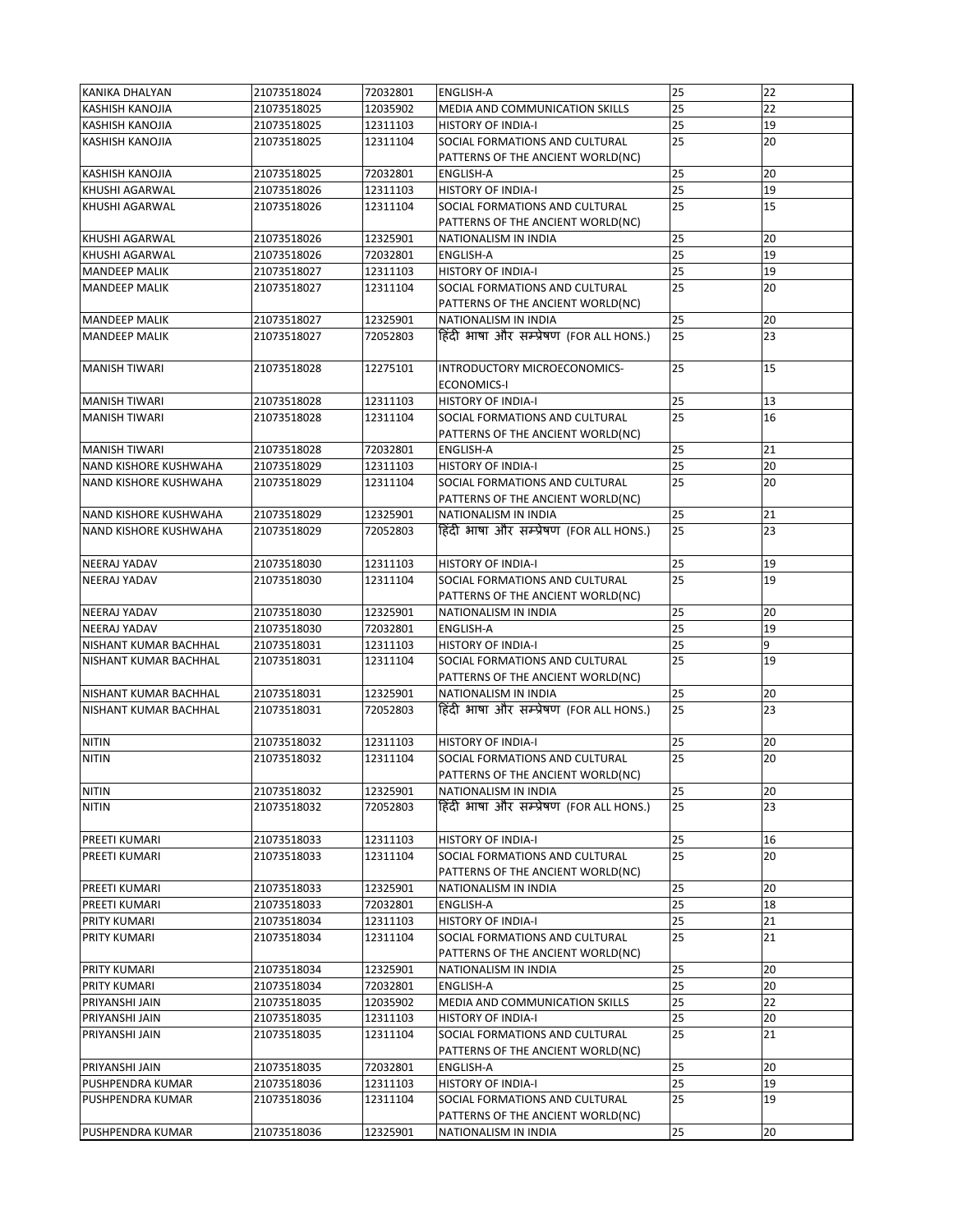| | | | | | |
|---|---|---|---|---|---|
| KANIKA DHALYAN | 21073518024 | 72032801 | ENGLISH-A | 25 | 22 |
| KASHISH KANOJIA | 21073518025 | 12035902 | MEDIA AND COMMUNICATION SKILLS | 25 | 22 |
| KASHISH KANOJIA | 21073518025 | 12311103 | HISTORY OF INDIA-I | 25 | 19 |
| KASHISH KANOJIA | 21073518025 | 12311104 | SOCIAL FORMATIONS AND CULTURAL PATTERNS OF THE ANCIENT WORLD(NC) | 25 | 20 |
| KASHISH KANOJIA | 21073518025 | 72032801 | ENGLISH-A | 25 | 20 |
| KHUSHI AGARWAL | 21073518026 | 12311103 | HISTORY OF INDIA-I | 25 | 19 |
| KHUSHI AGARWAL | 21073518026 | 12311104 | SOCIAL FORMATIONS AND CULTURAL PATTERNS OF THE ANCIENT WORLD(NC) | 25 | 15 |
| KHUSHI AGARWAL | 21073518026 | 12325901 | NATIONALISM IN INDIA | 25 | 20 |
| KHUSHI AGARWAL | 21073518026 | 72032801 | ENGLISH-A | 25 | 19 |
| MANDEEP MALIK | 21073518027 | 12311103 | HISTORY OF INDIA-I | 25 | 19 |
| MANDEEP MALIK | 21073518027 | 12311104 | SOCIAL FORMATIONS AND CULTURAL PATTERNS OF THE ANCIENT WORLD(NC) | 25 | 20 |
| MANDEEP MALIK | 21073518027 | 12325901 | NATIONALISM IN INDIA | 25 | 20 |
| MANDEEP MALIK | 21073518027 | 72052803 | हिंदी भाषा और सम्प्रेषण (FOR ALL HONS.) | 25 | 23 |
| MANISH TIWARI | 21073518028 | 12275101 | INTRODUCTORY MICROECONOMICS-ECONOMICS-I | 25 | 15 |
| MANISH TIWARI | 21073518028 | 12311103 | HISTORY OF INDIA-I | 25 | 13 |
| MANISH TIWARI | 21073518028 | 12311104 | SOCIAL FORMATIONS AND CULTURAL PATTERNS OF THE ANCIENT WORLD(NC) | 25 | 16 |
| MANISH TIWARI | 21073518028 | 72032801 | ENGLISH-A | 25 | 21 |
| NAND KISHORE KUSHWAHA | 21073518029 | 12311103 | HISTORY OF INDIA-I | 25 | 20 |
| NAND KISHORE KUSHWAHA | 21073518029 | 12311104 | SOCIAL FORMATIONS AND CULTURAL PATTERNS OF THE ANCIENT WORLD(NC) | 25 | 20 |
| NAND KISHORE KUSHWAHA | 21073518029 | 12325901 | NATIONALISM IN INDIA | 25 | 21 |
| NAND KISHORE KUSHWAHA | 21073518029 | 72052803 | हिंदी भाषा और सम्प्रेषण (FOR ALL HONS.) | 25 | 23 |
| NEERAJ YADAV | 21073518030 | 12311103 | HISTORY OF INDIA-I | 25 | 19 |
| NEERAJ YADAV | 21073518030 | 12311104 | SOCIAL FORMATIONS AND CULTURAL PATTERNS OF THE ANCIENT WORLD(NC) | 25 | 19 |
| NEERAJ YADAV | 21073518030 | 12325901 | NATIONALISM IN INDIA | 25 | 20 |
| NEERAJ YADAV | 21073518030 | 72032801 | ENGLISH-A | 25 | 19 |
| NISHANT KUMAR BACHHAL | 21073518031 | 12311103 | HISTORY OF INDIA-I | 25 | 9 |
| NISHANT KUMAR BACHHAL | 21073518031 | 12311104 | SOCIAL FORMATIONS AND CULTURAL PATTERNS OF THE ANCIENT WORLD(NC) | 25 | 19 |
| NISHANT KUMAR BACHHAL | 21073518031 | 12325901 | NATIONALISM IN INDIA | 25 | 20 |
| NISHANT KUMAR BACHHAL | 21073518031 | 72052803 | हिंदी भाषा और सम्प्रेषण (FOR ALL HONS.) | 25 | 23 |
| NITIN | 21073518032 | 12311103 | HISTORY OF INDIA-I | 25 | 20 |
| NITIN | 21073518032 | 12311104 | SOCIAL FORMATIONS AND CULTURAL PATTERNS OF THE ANCIENT WORLD(NC) | 25 | 20 |
| NITIN | 21073518032 | 12325901 | NATIONALISM IN INDIA | 25 | 20 |
| NITIN | 21073518032 | 72052803 | हिंदी भाषा और सम्प्रेषण (FOR ALL HONS.) | 25 | 23 |
| PREETI KUMARI | 21073518033 | 12311103 | HISTORY OF INDIA-I | 25 | 16 |
| PREETI KUMARI | 21073518033 | 12311104 | SOCIAL FORMATIONS AND CULTURAL PATTERNS OF THE ANCIENT WORLD(NC) | 25 | 20 |
| PREETI KUMARI | 21073518033 | 12325901 | NATIONALISM IN INDIA | 25 | 20 |
| PREETI KUMARI | 21073518033 | 72032801 | ENGLISH-A | 25 | 18 |
| PRITY KUMARI | 21073518034 | 12311103 | HISTORY OF INDIA-I | 25 | 21 |
| PRITY KUMARI | 21073518034 | 12311104 | SOCIAL FORMATIONS AND CULTURAL PATTERNS OF THE ANCIENT WORLD(NC) | 25 | 21 |
| PRITY KUMARI | 21073518034 | 12325901 | NATIONALISM IN INDIA | 25 | 20 |
| PRITY KUMARI | 21073518034 | 72032801 | ENGLISH-A | 25 | 20 |
| PRIYANSHI JAIN | 21073518035 | 12035902 | MEDIA AND COMMUNICATION SKILLS | 25 | 22 |
| PRIYANSHI JAIN | 21073518035 | 12311103 | HISTORY OF INDIA-I | 25 | 20 |
| PRIYANSHI JAIN | 21073518035 | 12311104 | SOCIAL FORMATIONS AND CULTURAL PATTERNS OF THE ANCIENT WORLD(NC) | 25 | 21 |
| PRIYANSHI JAIN | 21073518035 | 72032801 | ENGLISH-A | 25 | 20 |
| PUSHPENDRA KUMAR | 21073518036 | 12311103 | HISTORY OF INDIA-I | 25 | 19 |
| PUSHPENDRA KUMAR | 21073518036 | 12311104 | SOCIAL FORMATIONS AND CULTURAL PATTERNS OF THE ANCIENT WORLD(NC) | 25 | 19 |
| PUSHPENDRA KUMAR | 21073518036 | 12325901 | NATIONALISM IN INDIA | 25 | 20 |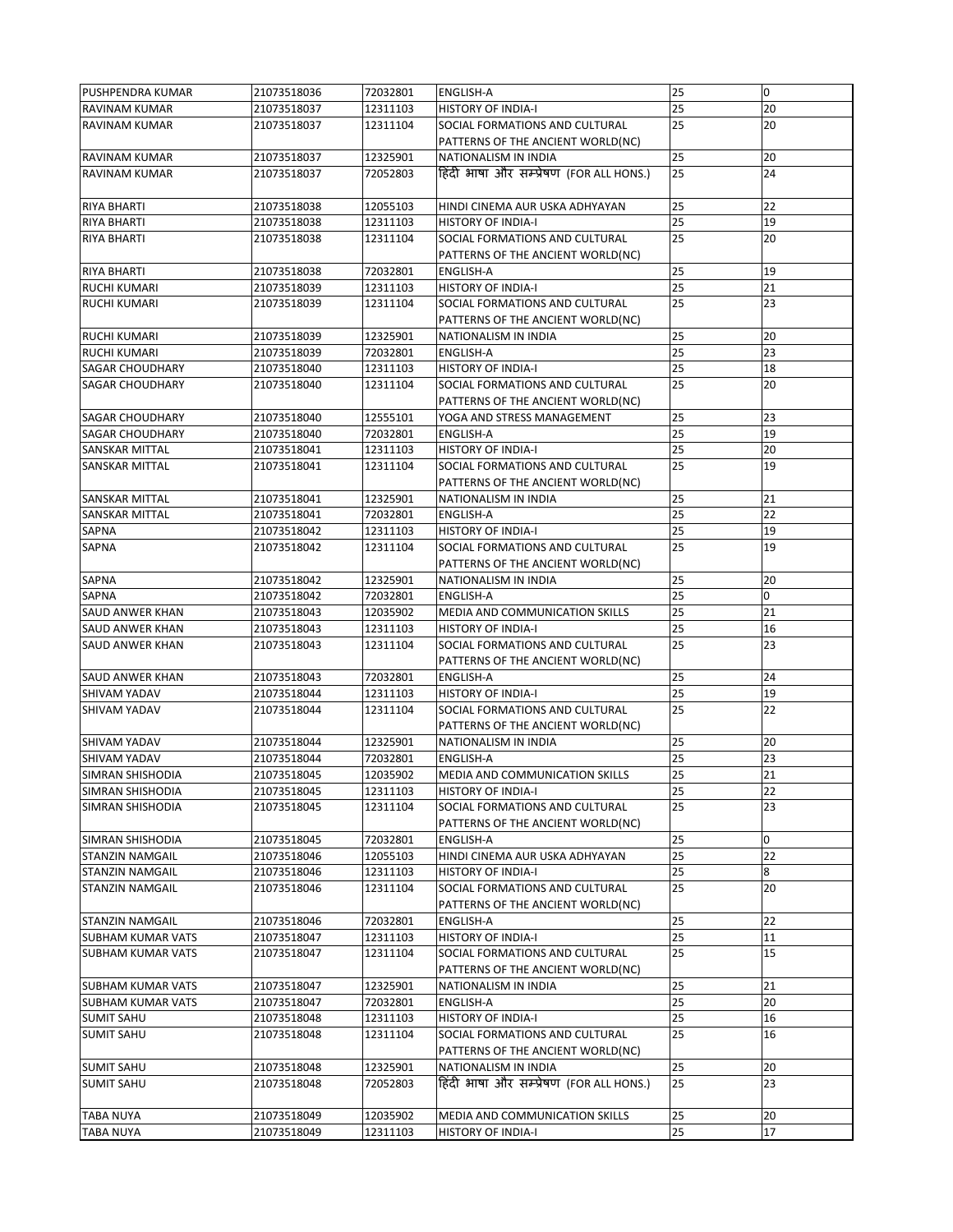| PUSHPENDRA KUMAR | 21073518036 | 72032801 | ENGLISH-A | 25 | 0 |
|---|---|---|---|---|---|
| RAVINAM KUMAR | 21073518037 | 12311103 | HISTORY OF INDIA-I | 25 | 20 |
| RAVINAM KUMAR | 21073518037 | 12311104 | SOCIAL FORMATIONS AND CULTURAL PATTERNS OF THE ANCIENT WORLD(NC) | 25 | 20 |
| RAVINAM KUMAR | 21073518037 | 12325901 | NATIONALISM IN INDIA | 25 | 20 |
| RAVINAM KUMAR | 21073518037 | 72052803 | हिंदी भाषा और सम्प्रेषण (FOR ALL HONS.) | 25 | 24 |
| RIYA BHARTI | 21073518038 | 12055103 | HINDI CINEMA AUR USKA ADHYAYAN | 25 | 22 |
| RIYA BHARTI | 21073518038 | 12311103 | HISTORY OF INDIA-I | 25 | 19 |
| RIYA BHARTI | 21073518038 | 12311104 | SOCIAL FORMATIONS AND CULTURAL PATTERNS OF THE ANCIENT WORLD(NC) | 25 | 20 |
| RIYA BHARTI | 21073518038 | 72032801 | ENGLISH-A | 25 | 19 |
| RUCHI KUMARI | 21073518039 | 12311103 | HISTORY OF INDIA-I | 25 | 21 |
| RUCHI KUMARI | 21073518039 | 12311104 | SOCIAL FORMATIONS AND CULTURAL PATTERNS OF THE ANCIENT WORLD(NC) | 25 | 23 |
| RUCHI KUMARI | 21073518039 | 12325901 | NATIONALISM IN INDIA | 25 | 20 |
| RUCHI KUMARI | 21073518039 | 72032801 | ENGLISH-A | 25 | 23 |
| SAGAR CHOUDHARY | 21073518040 | 12311103 | HISTORY OF INDIA-I | 25 | 18 |
| SAGAR CHOUDHARY | 21073518040 | 12311104 | SOCIAL FORMATIONS AND CULTURAL PATTERNS OF THE ANCIENT WORLD(NC) | 25 | 20 |
| SAGAR CHOUDHARY | 21073518040 | 12555101 | YOGA AND STRESS MANAGEMENT | 25 | 23 |
| SAGAR CHOUDHARY | 21073518040 | 72032801 | ENGLISH-A | 25 | 19 |
| SANSKAR MITTAL | 21073518041 | 12311103 | HISTORY OF INDIA-I | 25 | 20 |
| SANSKAR MITTAL | 21073518041 | 12311104 | SOCIAL FORMATIONS AND CULTURAL PATTERNS OF THE ANCIENT WORLD(NC) | 25 | 19 |
| SANSKAR MITTAL | 21073518041 | 12325901 | NATIONALISM IN INDIA | 25 | 21 |
| SANSKAR MITTAL | 21073518041 | 72032801 | ENGLISH-A | 25 | 22 |
| SAPNA | 21073518042 | 12311103 | HISTORY OF INDIA-I | 25 | 19 |
| SAPNA | 21073518042 | 12311104 | SOCIAL FORMATIONS AND CULTURAL PATTERNS OF THE ANCIENT WORLD(NC) | 25 | 19 |
| SAPNA | 21073518042 | 12325901 | NATIONALISM IN INDIA | 25 | 20 |
| SAPNA | 21073518042 | 72032801 | ENGLISH-A | 25 | 0 |
| SAUD ANWER KHAN | 21073518043 | 12035902 | MEDIA AND COMMUNICATION SKILLS | 25 | 21 |
| SAUD ANWER KHAN | 21073518043 | 12311103 | HISTORY OF INDIA-I | 25 | 16 |
| SAUD ANWER KHAN | 21073518043 | 12311104 | SOCIAL FORMATIONS AND CULTURAL PATTERNS OF THE ANCIENT WORLD(NC) | 25 | 23 |
| SAUD ANWER KHAN | 21073518043 | 72032801 | ENGLISH-A | 25 | 24 |
| SHIVAM YADAV | 21073518044 | 12311103 | HISTORY OF INDIA-I | 25 | 19 |
| SHIVAM YADAV | 21073518044 | 12311104 | SOCIAL FORMATIONS AND CULTURAL PATTERNS OF THE ANCIENT WORLD(NC) | 25 | 22 |
| SHIVAM YADAV | 21073518044 | 12325901 | NATIONALISM IN INDIA | 25 | 20 |
| SHIVAM YADAV | 21073518044 | 72032801 | ENGLISH-A | 25 | 23 |
| SIMRAN SHISHODIA | 21073518045 | 12035902 | MEDIA AND COMMUNICATION SKILLS | 25 | 21 |
| SIMRAN SHISHODIA | 21073518045 | 12311103 | HISTORY OF INDIA-I | 25 | 22 |
| SIMRAN SHISHODIA | 21073518045 | 12311104 | SOCIAL FORMATIONS AND CULTURAL PATTERNS OF THE ANCIENT WORLD(NC) | 25 | 23 |
| SIMRAN SHISHODIA | 21073518045 | 72032801 | ENGLISH-A | 25 | 0 |
| STANZIN NAMGAIL | 21073518046 | 12055103 | HINDI CINEMA AUR USKA ADHYAYAN | 25 | 22 |
| STANZIN NAMGAIL | 21073518046 | 12311103 | HISTORY OF INDIA-I | 25 | 8 |
| STANZIN NAMGAIL | 21073518046 | 12311104 | SOCIAL FORMATIONS AND CULTURAL PATTERNS OF THE ANCIENT WORLD(NC) | 25 | 20 |
| STANZIN NAMGAIL | 21073518046 | 72032801 | ENGLISH-A | 25 | 22 |
| SUBHAM KUMAR VATS | 21073518047 | 12311103 | HISTORY OF INDIA-I | 25 | 11 |
| SUBHAM KUMAR VATS | 21073518047 | 12311104 | SOCIAL FORMATIONS AND CULTURAL PATTERNS OF THE ANCIENT WORLD(NC) | 25 | 15 |
| SUBHAM KUMAR VATS | 21073518047 | 12325901 | NATIONALISM IN INDIA | 25 | 21 |
| SUBHAM KUMAR VATS | 21073518047 | 72032801 | ENGLISH-A | 25 | 20 |
| SUMIT SAHU | 21073518048 | 12311103 | HISTORY OF INDIA-I | 25 | 16 |
| SUMIT SAHU | 21073518048 | 12311104 | SOCIAL FORMATIONS AND CULTURAL PATTERNS OF THE ANCIENT WORLD(NC) | 25 | 16 |
| SUMIT SAHU | 21073518048 | 12325901 | NATIONALISM IN INDIA | 25 | 20 |
| SUMIT SAHU | 21073518048 | 72052803 | हिंदी भाषा और सम्प्रेषण (FOR ALL HONS.) | 25 | 23 |
| TABA NUYA | 21073518049 | 12035902 | MEDIA AND COMMUNICATION SKILLS | 25 | 20 |
| TABA NUYA | 21073518049 | 12311103 | HISTORY OF INDIA-I | 25 | 17 |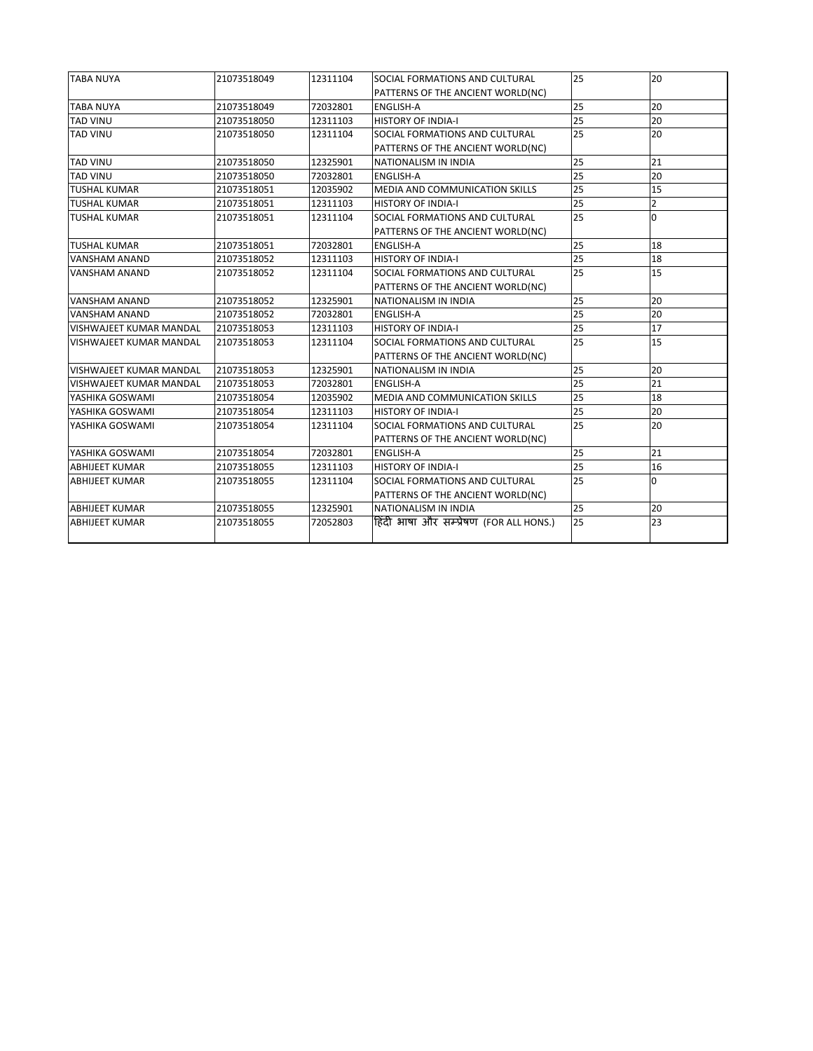| | | | | | |
|---|---|---|---|---|---|
| TABA NUYA | 21073518049 | 12311104 | SOCIAL FORMATIONS AND CULTURAL PATTERNS OF THE ANCIENT WORLD(NC) | 25 | 20 |
| TABA NUYA | 21073518049 | 72032801 | ENGLISH-A | 25 | 20 |
| TAD VINU | 21073518050 | 12311103 | HISTORY OF INDIA-I | 25 | 20 |
| TAD VINU | 21073518050 | 12311104 | SOCIAL FORMATIONS AND CULTURAL PATTERNS OF THE ANCIENT WORLD(NC) | 25 | 20 |
| TAD VINU | 21073518050 | 12325901 | NATIONALISM IN INDIA | 25 | 21 |
| TAD VINU | 21073518050 | 72032801 | ENGLISH-A | 25 | 20 |
| TUSHAL KUMAR | 21073518051 | 12035902 | MEDIA AND COMMUNICATION SKILLS | 25 | 15 |
| TUSHAL KUMAR | 21073518051 | 12311103 | HISTORY OF INDIA-I | 25 | 2 |
| TUSHAL KUMAR | 21073518051 | 12311104 | SOCIAL FORMATIONS AND CULTURAL PATTERNS OF THE ANCIENT WORLD(NC) | 25 | 0 |
| TUSHAL KUMAR | 21073518051 | 72032801 | ENGLISH-A | 25 | 18 |
| VANSHAM ANAND | 21073518052 | 12311103 | HISTORY OF INDIA-I | 25 | 18 |
| VANSHAM ANAND | 21073518052 | 12311104 | SOCIAL FORMATIONS AND CULTURAL PATTERNS OF THE ANCIENT WORLD(NC) | 25 | 15 |
| VANSHAM ANAND | 21073518052 | 12325901 | NATIONALISM IN INDIA | 25 | 20 |
| VANSHAM ANAND | 21073518052 | 72032801 | ENGLISH-A | 25 | 20 |
| VISHWAJEET KUMAR MANDAL | 21073518053 | 12311103 | HISTORY OF INDIA-I | 25 | 17 |
| VISHWAJEET KUMAR MANDAL | 21073518053 | 12311104 | SOCIAL FORMATIONS AND CULTURAL PATTERNS OF THE ANCIENT WORLD(NC) | 25 | 15 |
| VISHWAJEET KUMAR MANDAL | 21073518053 | 12325901 | NATIONALISM IN INDIA | 25 | 20 |
| VISHWAJEET KUMAR MANDAL | 21073518053 | 72032801 | ENGLISH-A | 25 | 21 |
| YASHIKA GOSWAMI | 21073518054 | 12035902 | MEDIA AND COMMUNICATION SKILLS | 25 | 18 |
| YASHIKA GOSWAMI | 21073518054 | 12311103 | HISTORY OF INDIA-I | 25 | 20 |
| YASHIKA GOSWAMI | 21073518054 | 12311104 | SOCIAL FORMATIONS AND CULTURAL PATTERNS OF THE ANCIENT WORLD(NC) | 25 | 20 |
| YASHIKA GOSWAMI | 21073518054 | 72032801 | ENGLISH-A | 25 | 21 |
| ABHIJEET KUMAR | 21073518055 | 12311103 | HISTORY OF INDIA-I | 25 | 16 |
| ABHIJEET KUMAR | 21073518055 | 12311104 | SOCIAL FORMATIONS AND CULTURAL PATTERNS OF THE ANCIENT WORLD(NC) | 25 | 0 |
| ABHIJEET KUMAR | 21073518055 | 12325901 | NATIONALISM IN INDIA | 25 | 20 |
| ABHIJEET KUMAR | 21073518055 | 72052803 | हिंदी भाषा और सम्प्रेषण (FOR ALL HONS.) | 25 | 23 |